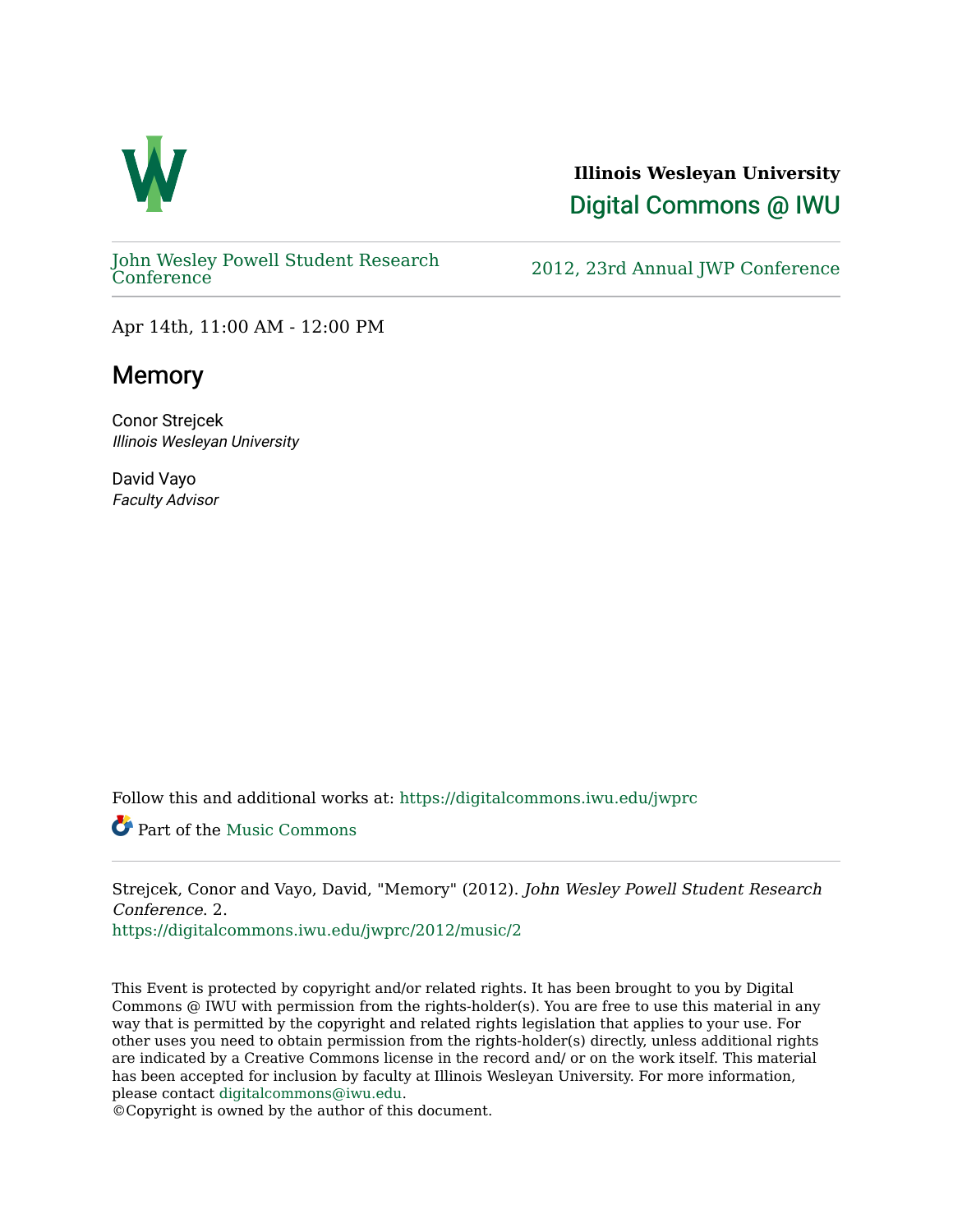**Illinois Wesleyan University**

Digital Commons @ IWU

John Wesley Powell Student Research Conference

2012, 23rd Annual JWP Conference

Apr 14th, 11:00 AM - 12:00 PM

# Memory

Conor Strejcek
*Illinois Wesleyan University*

David Vayo
*Faculty Advisor*

Follow this and additional works at: https://digitalcommons.iwu.edu/jwprc

Part of the Music Commons

Strejcek, Conor and Vayo, David, "Memory" (2012). *John Wesley Powell Student Research Conference*. 2.
https://digitalcommons.iwu.edu/jwprc/2012/music/2

This Event is protected by copyright and/or related rights. It has been brought to you by Digital Commons @ IWU with permission from the rights-holder(s). You are free to use this material in any way that is permitted by the copyright and related rights legislation that applies to your use. For other uses you need to obtain permission from the rights-holder(s) directly, unless additional rights are indicated by a Creative Commons license in the record and/ or on the work itself. This material has been accepted for inclusion by faculty at Illinois Wesleyan University. For more information, please contact digitalcommons@iwu.edu.
©Copyright is owned by the author of this document.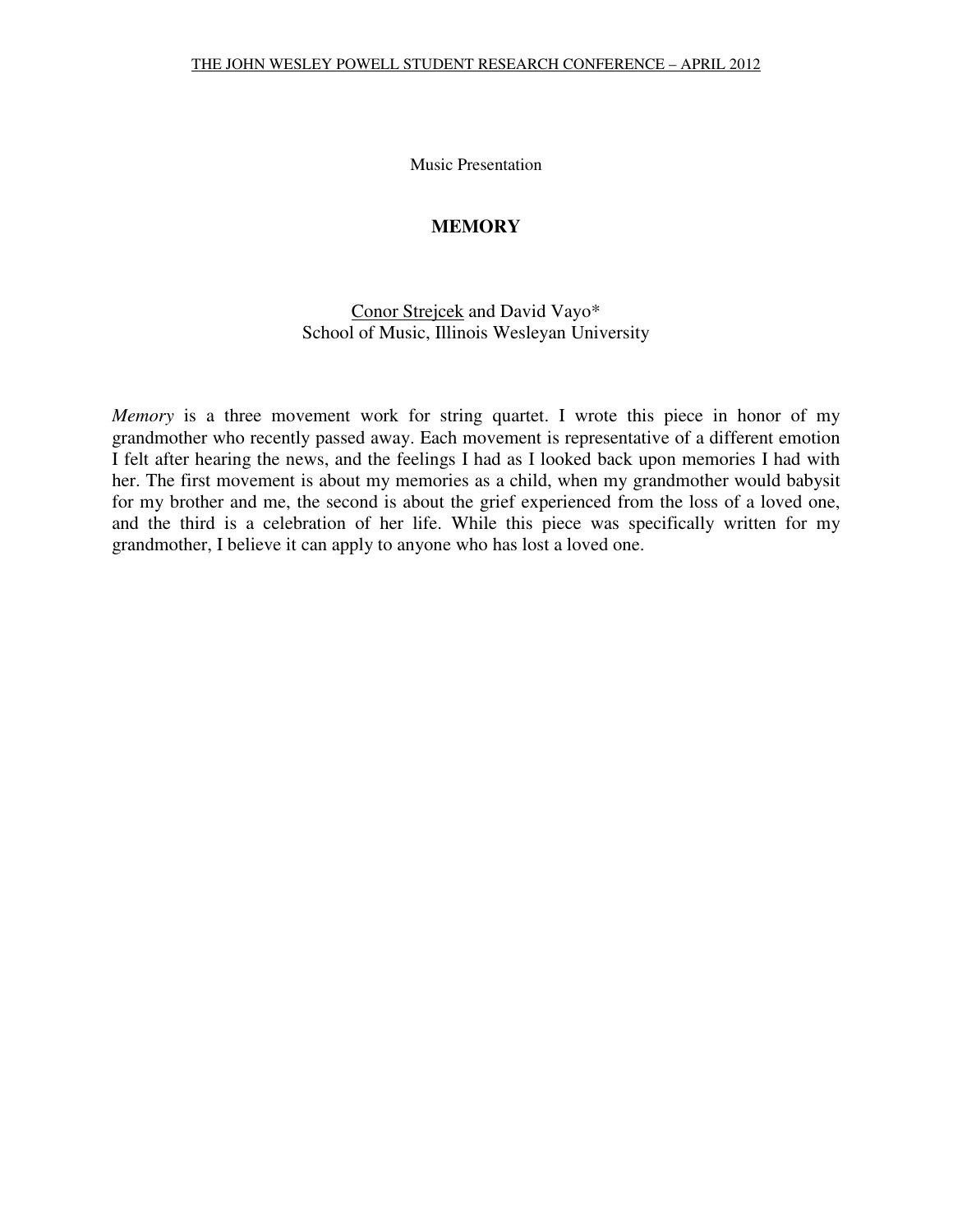Music Presentation

# MEMORY

Conor Strejcek and David Vayo*
School of Music, Illinois Wesleyan University

*Memory* is a three movement work for string quartet. I wrote this piece in honor of my grandmother who recently passed away. Each movement is representative of a different emotion I felt after hearing the news, and the feelings I had as I looked back upon memories I had with her. The first movement is about my memories as a child, when my grandmother would babysit for my brother and me, the second is about the grief experienced from the loss of a loved one, and the third is a celebration of her life. While this piece was specifically written for my grandmother, I believe it can apply to anyone who has lost a loved one.